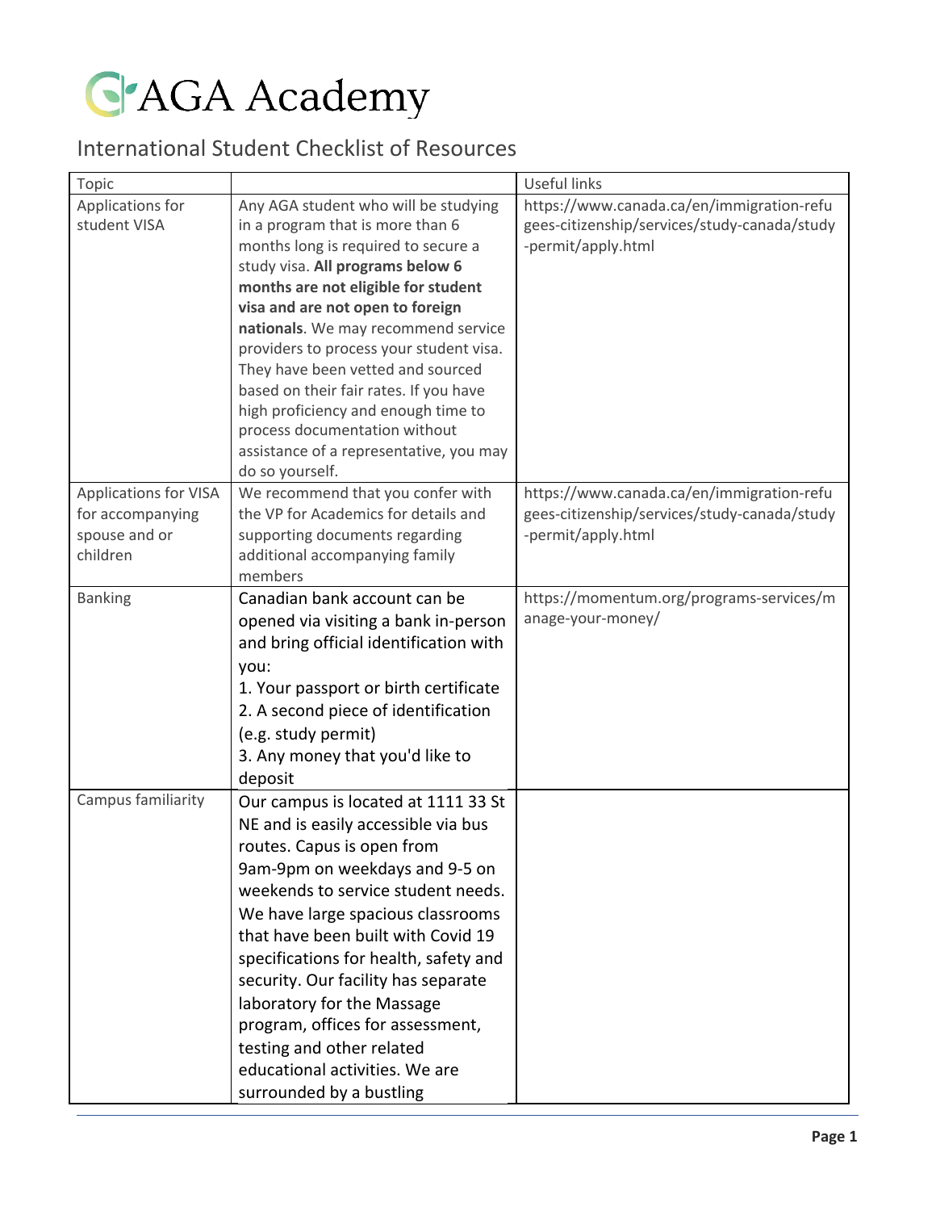# AGA Academy

## International Student Checklist of Resources

| Topic | | Useful links |
|---|---|---|
| Applications for student VISA | Any AGA student who will be studying in a program that is more than 6 months long is required to secure a study visa. **All programs below 6 months are not eligible for student visa and are not open to foreign nationals**. We may recommend service providers to process your student visa. They have been vetted and sourced based on their fair rates. If you have high proficiency and enough time to process documentation without assistance of a representative, you may do so yourself. | https://www.canada.ca/en/immigration-refugees-citizenship/services/study-canada/study-permit/apply.html |
| Applications for VISA for accompanying spouse and or children | We recommend that you confer with the VP for Academics for details and supporting documents regarding additional accompanying family members | https://www.canada.ca/en/immigration-refugees-citizenship/services/study-canada/study-permit/apply.html |
| Banking | Canadian bank account can be opened via visiting a bank in-person and bring official identification with you:<br>1. Your passport or birth certificate<br>2. A second piece of identification (e.g. study permit)<br>3. Any money that you'd like to deposit | https://momentum.org/programs-services/manage-your-money/ |
| Campus familiarity | Our campus is located at 1111 33 St NE and is easily accessible via bus routes. Capus is open from 9am-9pm on weekdays and 9-5 on weekends to service student needs. We have large spacious classrooms that have been built with Covid 19 specifications for health, safety and security. Our facility has separate laboratory for the Massage program, offices for assessment, testing and other related educational activities. We are surrounded by a bustling | |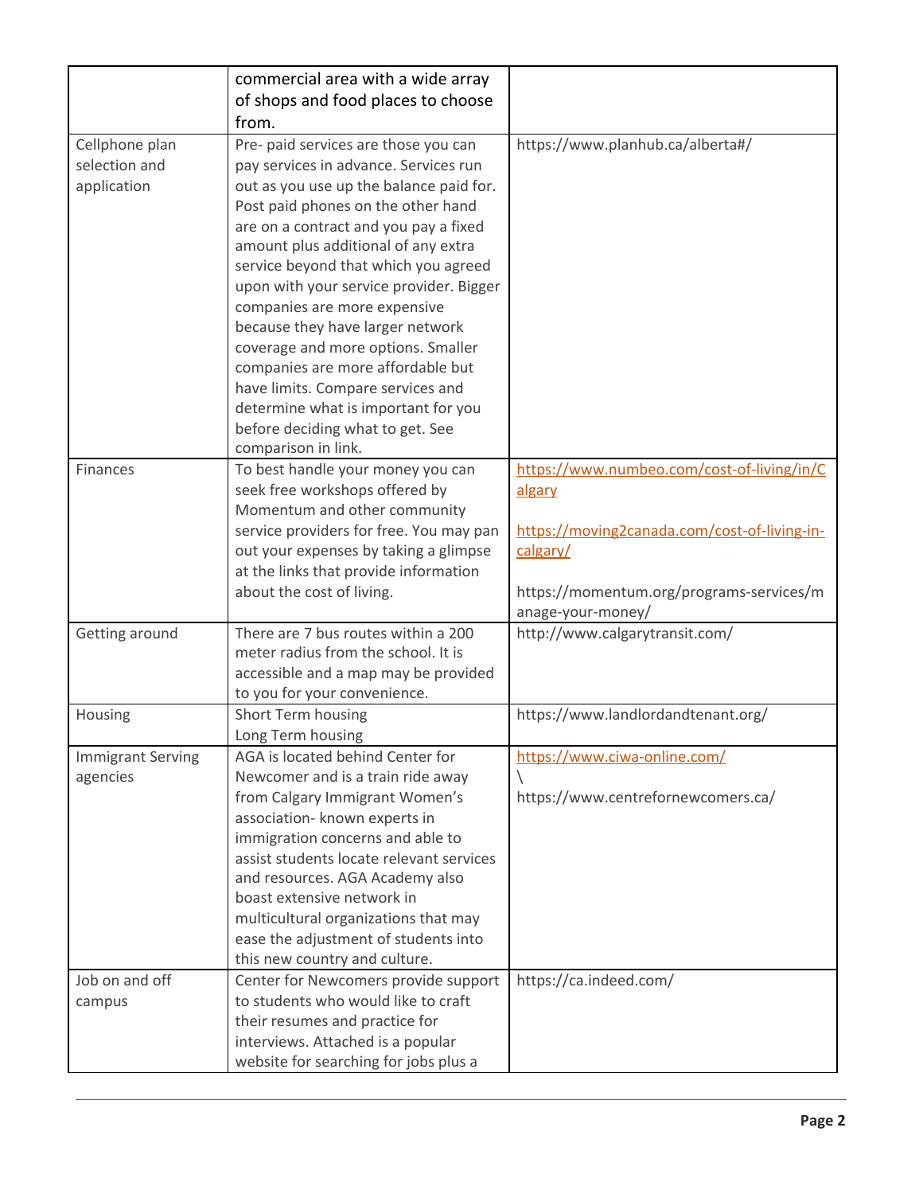| | | |
|---|---|---|
| | commercial area with a wide array of shops and food places to choose from. | |
| Cellphone plan selection and application | Pre- paid services are those you can pay services in advance. Services run out as you use up the balance paid for. Post paid phones on the other hand are on a contract and you pay a fixed amount plus additional of any extra service beyond that which you agreed upon with your service provider. Bigger companies are more expensive because they have larger network coverage and more options. Smaller companies are more affordable but have limits. Compare services and determine what is important for you before deciding what to get. See comparison in link. | https://www.planhub.ca/alberta#/ |
| Finances | To best handle your money you can seek free workshops offered by Momentum and other community service providers for free. You may pan out your expenses by taking a glimpse at the links that provide information about the cost of living. | https://www.numbeo.com/cost-of-living/in/Calgary<br><br>https://moving2canada.com/cost-of-living-in-calgary/<br><br>https://momentum.org/programs-services/manage-your-money/ |
| Getting around | There are 7 bus routes within a 200 meter radius from the school. It is accessible and a map may be provided to you for your convenience. | http://www.calgarytransit.com/ |
| Housing | Short Term housing<br>Long Term housing | https://www.landlordandtenant.org/ |
| Immigrant Serving agencies | AGA is located behind Center for Newcomer and is a train ride away from Calgary Immigrant Women's association- known experts in immigration concerns and able to assist students locate relevant services and resources. AGA Academy also boast extensive network in multicultural organizations that may ease the adjustment of students into this new country and culture. | https://www.ciwa-online.com/<br>\<br>https://www.centrefornewcomers.ca/ |
| Job on and off campus | Center for Newcomers provide support to students who would like to craft their resumes and practice for interviews. Attached is a popular website for searching for jobs plus a | https://ca.indeed.com/ |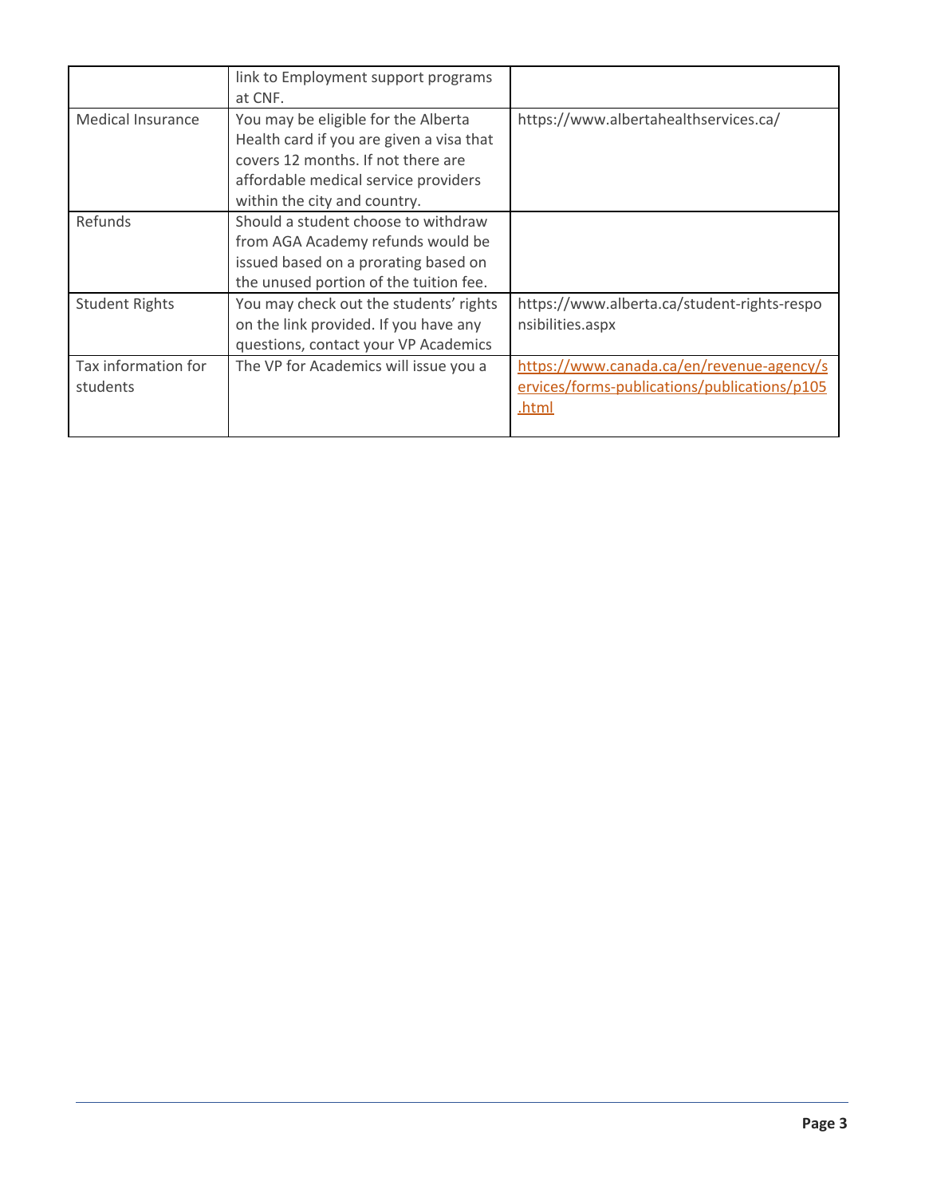| | | |
|---|---|---|
| | link to Employment support programs at CNF. | |
| Medical Insurance | You may be eligible for the Alberta Health card if you are given a visa that covers 12 months. If not there are affordable medical service providers within the city and country. | https://www.albertahealthservices.ca/ |
| Refunds | Should a student choose to withdraw from AGA Academy refunds would be issued based on a prorating based on the unused portion of the tuition fee. | |
| Student Rights | You may check out the students' rights on the link provided. If you have any questions, contact your VP Academics | https://www.alberta.ca/student-rights-responsibilities.aspx |
| Tax information for students | The VP for Academics will issue you a | https://www.canada.ca/en/revenue-agency/services/forms-publications/publications/p105.html |